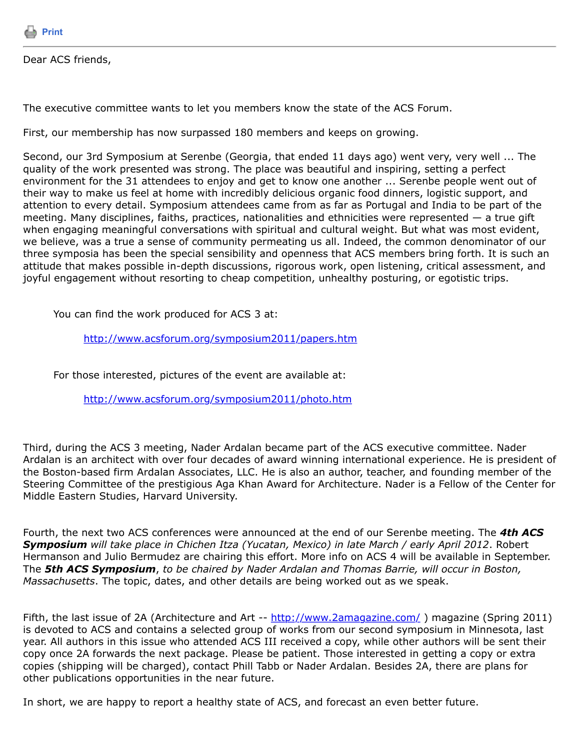Print

---

Dear ACS friends,

The executive committee wants to let you members know the state of the ACS Forum.

First, our membership has now surpassed 180 members and keeps on growing.

Second, our 3rd Symposium at Serenbe (Georgia, that ended 11 days ago) went very, very well ... The quality of the work presented was strong. The place was beautiful and inspiring, setting a perfect environment for the 31 attendees to enjoy and get to know one another ... Serenbe people went out of their way to make us feel at home with incredibly delicious organic food dinners, logistic support, and attention to every detail. Symposium attendees came from as far as Portugal and India to be part of the meeting. Many disciplines, faiths, practices, nationalities and ethnicities were represented — a true gift when engaging meaningful conversations with spiritual and cultural weight. But what was most evident, we believe, was a true a sense of community permeating us all. Indeed, the common denominator of our three symposia has been the special sensibility and openness that ACS members bring forth. It is such an attitude that makes possible in-depth discussions, rigorous work, open listening, critical assessment, and joyful engagement without resorting to cheap competition, unhealthy posturing, or egotistic trips.

> You can find the work produced for ACS 3 at:
>
> > http://www.acsforum.org/symposium2011/papers.htm
>
> For those interested, pictures of the event are available at:
>
> > http://www.acsforum.org/symposium2011/photo.htm

Third, during the ACS 3 meeting, Nader Ardalan became part of the ACS executive committee. Nader Ardalan is an architect with over four decades of award winning international experience. He is president of the Boston-based firm Ardalan Associates, LLC. He is also an author, teacher, and founding member of the Steering Committee of the prestigious Aga Khan Award for Architecture. Nader is a Fellow of the Center for Middle Eastern Studies, Harvard University.

Fourth, the next two ACS conferences were announced at the end of our Serenbe meeting. The ***4th ACS Symposium*** *will take place in Chichen Itza (Yucatan, Mexico) in late March / early April 2012*. Robert Hermanson and Julio Bermudez are chairing this effort. More info on ACS 4 will be available in September. The ***5th ACS Symposium***, *to be chaired by Nader Ardalan and Thomas Barrie, will occur in Boston, Massachusetts*. The topic, dates, and other details are being worked out as we speak.

Fifth, the last issue of 2A (Architecture and Art -- http://www.2amagazine.com/ ) magazine (Spring 2011) is devoted to ACS and contains a selected group of works from our second symposium in Minnesota, last year. All authors in this issue who attended ACS III received a copy, while other authors will be sent their copy once 2A forwards the next package. Please be patient. Those interested in getting a copy or extra copies (shipping will be charged), contact Phill Tabb or Nader Ardalan. Besides 2A, there are plans for other publications opportunities in the near future.

In short, we are happy to report a healthy state of ACS, and forecast an even better future.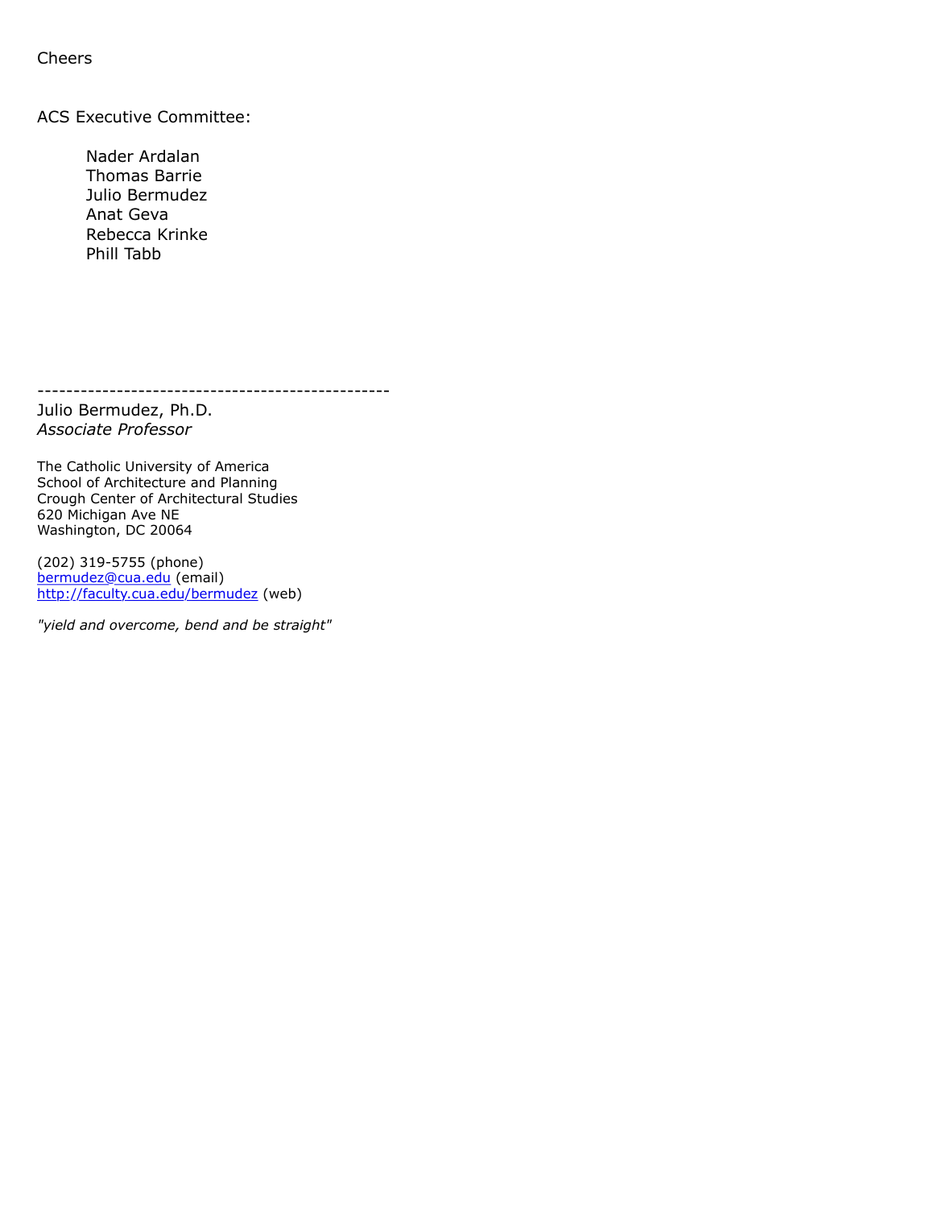Cheers

ACS Executive Committee:

Nader Ardalan
Thomas Barrie
Julio Bermudez
Anat Geva
Rebecca Krinke
Phill Tabb

-------------------------------------------------
Julio Bermudez, Ph.D.
*Associate Professor*

The Catholic University of America
School of Architecture and Planning
Crough Center of Architectural Studies
620 Michigan Ave NE
Washington, DC 20064

(202) 319-5755 (phone)
bermudez@cua.edu (email)
http://faculty.cua.edu/bermudez (web)

*"yield and overcome, bend and be straight"*